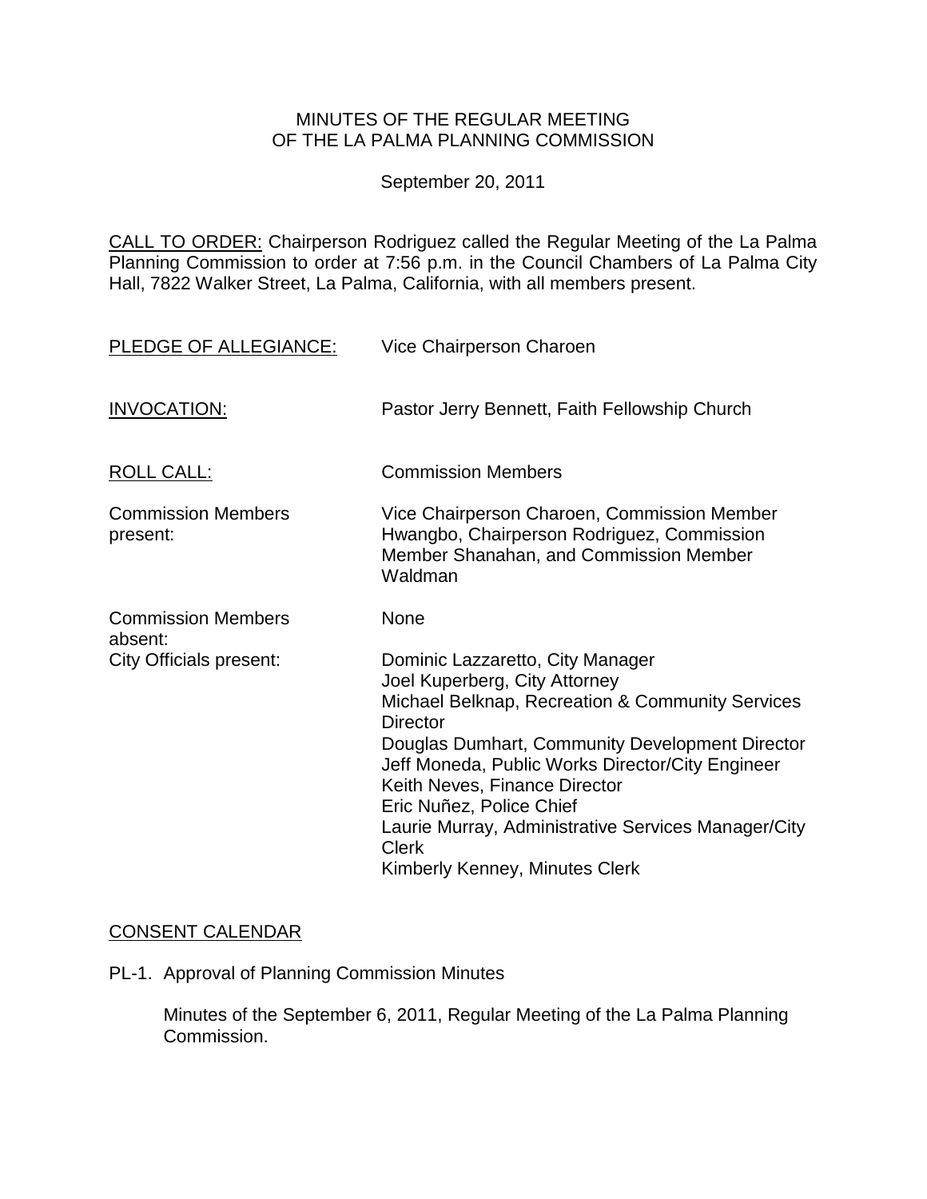# MINUTES OF THE REGULAR MEETING OF THE LA PALMA PLANNING COMMISSION

September 20, 2011

CALL TO ORDER: Chairperson Rodriguez called the Regular Meeting of the La Palma Planning Commission to order at 7:56 p.m. in the Council Chambers of La Palma City Hall, 7822 Walker Street, La Palma, California, with all members present.

| | |
|---|---|
| PLEDGE OF ALLEGIANCE: | Vice Chairperson Charoen |
| INVOCATION: | Pastor Jerry Bennett, Faith Fellowship Church |
| ROLL CALL: | Commission Members |
| Commission Members present: | Vice Chairperson Charoen, Commission Member Hwangbo, Chairperson Rodriguez, Commission Member Shanahan, and Commission Member Waldman |
| Commission Members absent: | None |
| City Officials present: | Dominic Lazzaretto, City Manager<br>Joel Kuperberg, City Attorney<br>Michael Belknap, Recreation & Community Services Director<br>Douglas Dumhart, Community Development Director<br>Jeff Moneda, Public Works Director/City Engineer<br>Keith Neves, Finance Director<br>Eric Nuñez, Police Chief<br>Laurie Murray, Administrative Services Manager/City Clerk<br>Kimberly Kenney, Minutes Clerk |

## CONSENT CALENDAR

PL-1. Approval of Planning Commission Minutes

Minutes of the September 6, 2011, Regular Meeting of the La Palma Planning Commission.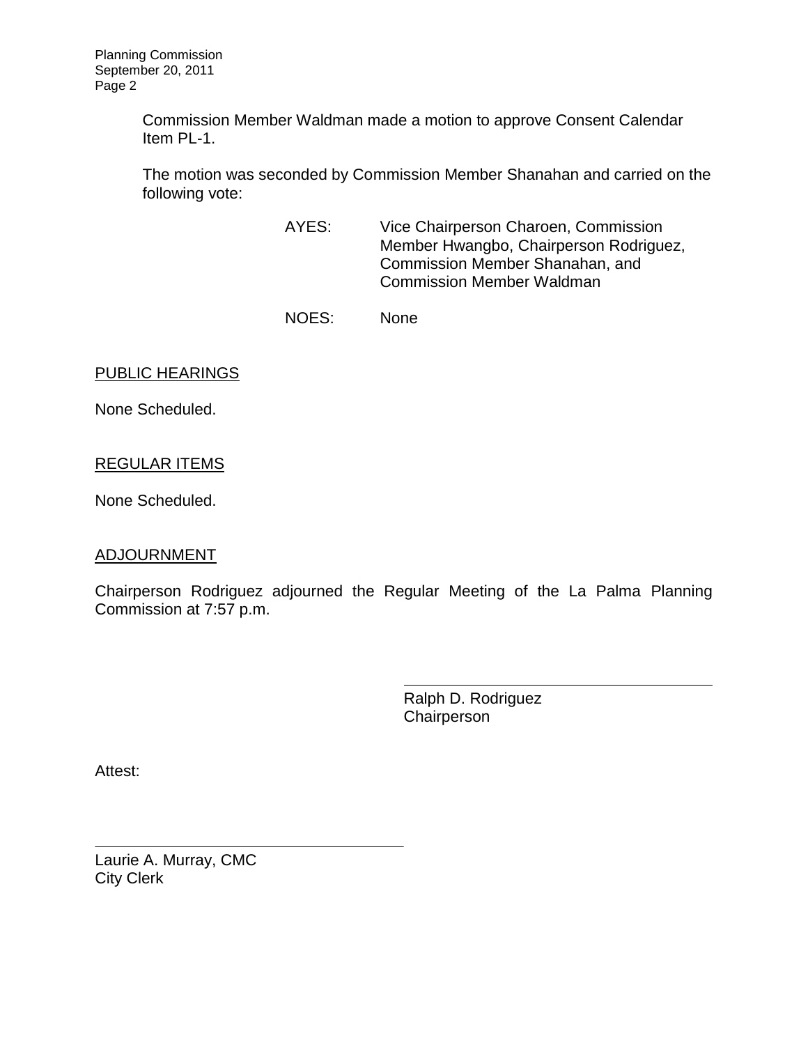Commission Member Waldman made a motion to approve Consent Calendar Item PL-1.

The motion was seconded by Commission Member Shanahan and carried on the following vote:

AYES: Vice Chairperson Charoen, Commission Member Hwangbo, Chairperson Rodriguez, Commission Member Shanahan, and Commission Member Waldman

NOES: None

PUBLIC HEARINGS

None Scheduled.

REGULAR ITEMS

None Scheduled.

ADJOURNMENT

Chairperson Rodriguez adjourned the Regular Meeting of the La Palma Planning Commission at 7:57 p.m.

Ralph D. Rodriguez
Chairperson

Attest:

Laurie A. Murray, CMC
City Clerk